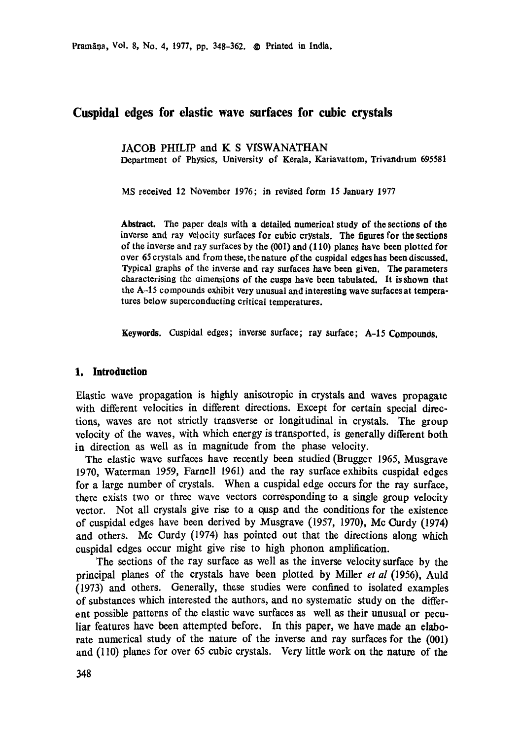# Cuspidal edges for elastic wave surfaces for cubic crystals

JACOB PHILIP and K S VISWANATHAN

Department of Physics, University of Kerala, Kariavattom, Trivandrum 695581

MS received 12 November 1976; in revised form 15 January 1977

**Abstract.** The paper deals with a detailed numerical study of the sections of the inverse and ray velocity surfaces for cubic crystals. The figures for the sections of the inverse and ray surfaces by the (001) and (110) planes have been plotted for over 65 crystals and from these, the nature of the cuspidal edges has been discussed. Typical graphs of the inverse and ray surfaces have been given. The parameters characterising the dimensions of the cusps have been tabulated. It is shown that the A-15 compounds exhibit very unusual and interesting wave surfaces at temperatures below superconducting critical temperatures.

**Keywords.** Cuspidal edges; inverse surface; ray surface; A-15 Compounds.

## 1. Introduction

Elastic wave propagation is highly anisotropic in crystals and waves propagate with different velocities in different directions. Except for certain special directions, waves are not strictly transverse or longitudinal in crystals. The group velocity of the waves, with which energy is transported, is generally different both in direction as well as in magnitude from the phase velocity.

The elastic wave surfaces have recently been studied (Brugger 1965, Musgrave 1970, Waterman 1959, Farnell 1961) and the ray surface exhibits cuspidal edges for a large number of crystals. When a cuspidal edge occurs for the ray surface, there exists two or three wave vectors corresponding to a single group velocity vector. Not all crystals give rise to a cusp and the conditions for the existence of cuspidal edges have been derived by Musgrave (1957, 1970), Mc Curdy (1974) and others. Mc Curdy (1974) has pointed out that the directions along which cuspidal edges occur might give rise to high phonon amplification.

The sections of the ray surface as well as the inverse velocity surface by the principal planes of the crystals have been plotted by Miller *et al* (1956), Auld (1973) and others. Generally, these studies were confined to isolated examples of substances which interested the authors, and no systematic study on the different possible patterns of the elastic wave surfaces as well as their unusual or peculiar features have been attempted before. In this paper, we have made an elaborate numerical study of the nature of the inverse and ray surfaces for the (001) and (110) planes for over 65 cubic crystals. Very little work on the nature of the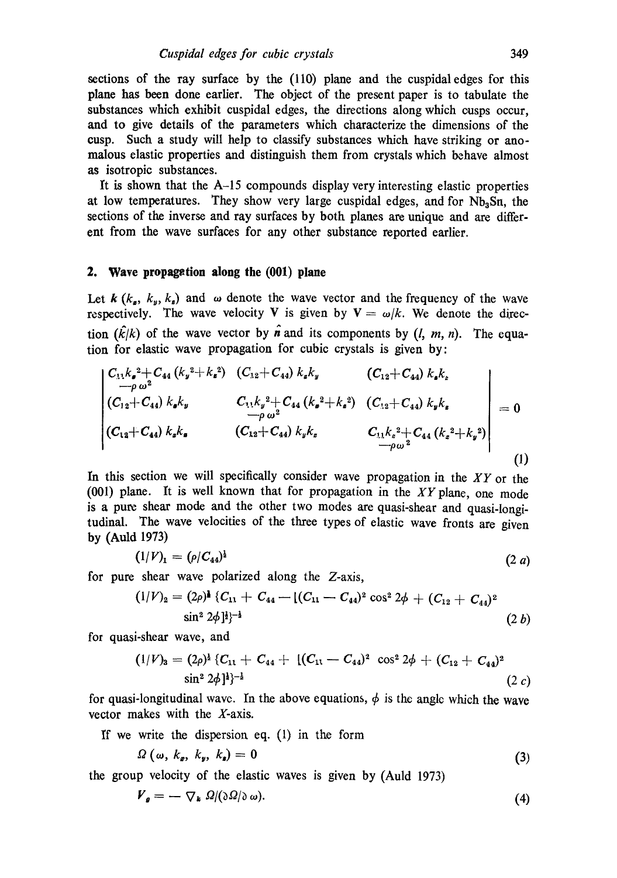sections of the ray surface by the (110) plane and the cuspidal edges for this plane has been done earlier. The object of the present paper is to tabulate the substances which exhibit cuspidal edges, the directions along which cusps occur, and to give details of the parameters which characterize the dimensions of the cusp. Such a study will help to classify substances which have striking or anomalous elastic properties and distinguish them from crystals which behave almost as isotropic substances.

It is shown that the A–15 compounds display very interesting elastic properties at low temperatures. They show very large cuspidal edges, and for $Nb_3Sn$, the sections of the inverse and ray surfaces by both planes are unique and are different from the wave surfaces for any other substance reported earlier.

## 2. Wave propagation along the (001) plane

Let $\boldsymbol{k}$ $(k_x, k_y, k_z)$ and $\omega$ denote the wave vector and the frequency of the wave respectively. The wave velocity $\mathbf{V}$ is given by $\mathbf{V} = \omega/k$. We denote the direction $(\hat{k}/k)$ of the wave vector by $\hat{\boldsymbol{n}}$ and its components by $(l, m, n)$. The equation for elastic wave propagation for cubic crystals is given by:

$$
\begin{vmatrix}
C_{11}k_x^2 + C_{44}(k_y^2 + k_z^2) - \rho\omega^2 & (C_{12}+C_{44})k_xk_y & (C_{12}+C_{44})k_xk_z \\
(C_{12}+C_{44})k_xk_y & C_{11}k_y^2 + C_{44}(k_x^2+k_z^2) - \rho\omega^2 & (C_{12}+C_{44})k_yk_z \\
(C_{12}+C_{44})k_xk_z & (C_{12}+C_{44})k_yk_z & C_{11}k_z^2 + C_{44}(k_x^2+k_y^2) - \rho\omega^2
\end{vmatrix} = 0 \tag{1}
$$

In this section we will specifically consider wave propagation in the $XY$ or the (001) plane. It is well known that for propagation in the $XY$ plane, one mode is a pure shear mode and the other two modes are quasi-shear and quasi-longitudinal. The wave velocities of the three types of elastic wave fronts are given by (Auld 1973)

$$(1/V)_1 = (\rho/C_{44})^{\frac{1}{2}} \tag{2 a}$$

for pure shear wave polarized along the $Z$-axis,

$$(1/V)_2 = (2\rho)^{\frac{1}{2}} \{C_{11} + C_{44} - [(C_{11} - C_{44})^2 \cos^2 2\phi + (C_{12} + C_{44})^2 \sin^2 2\phi]^{\frac{1}{2}}\}^{-\frac{1}{2}} \tag{2 b}$$

for quasi-shear wave, and

$$(1/V)_3 = (2\rho)^{\frac{1}{2}} \{C_{11} + C_{44} + [(C_{11} - C_{44})^2 \cos^2 2\phi + (C_{12} + C_{44})^2 \sin^2 2\phi]^{\frac{1}{2}}\}^{-\frac{1}{2}} \tag{2 c}$$

for quasi-longitudinal wave. In the above equations, $\phi$ is the angle which the wave vector makes with the $X$-axis.

If we write the dispersion eq. (1) in the form

$$\Omega\,(\omega, k_x, k_y, k_z) = 0 \tag{3}$$

the group velocity of the elastic waves is given by (Auld 1973)

$$\boldsymbol{V}_g = -\nabla_k \Omega/(\partial\Omega/\partial\omega). \tag{4}$$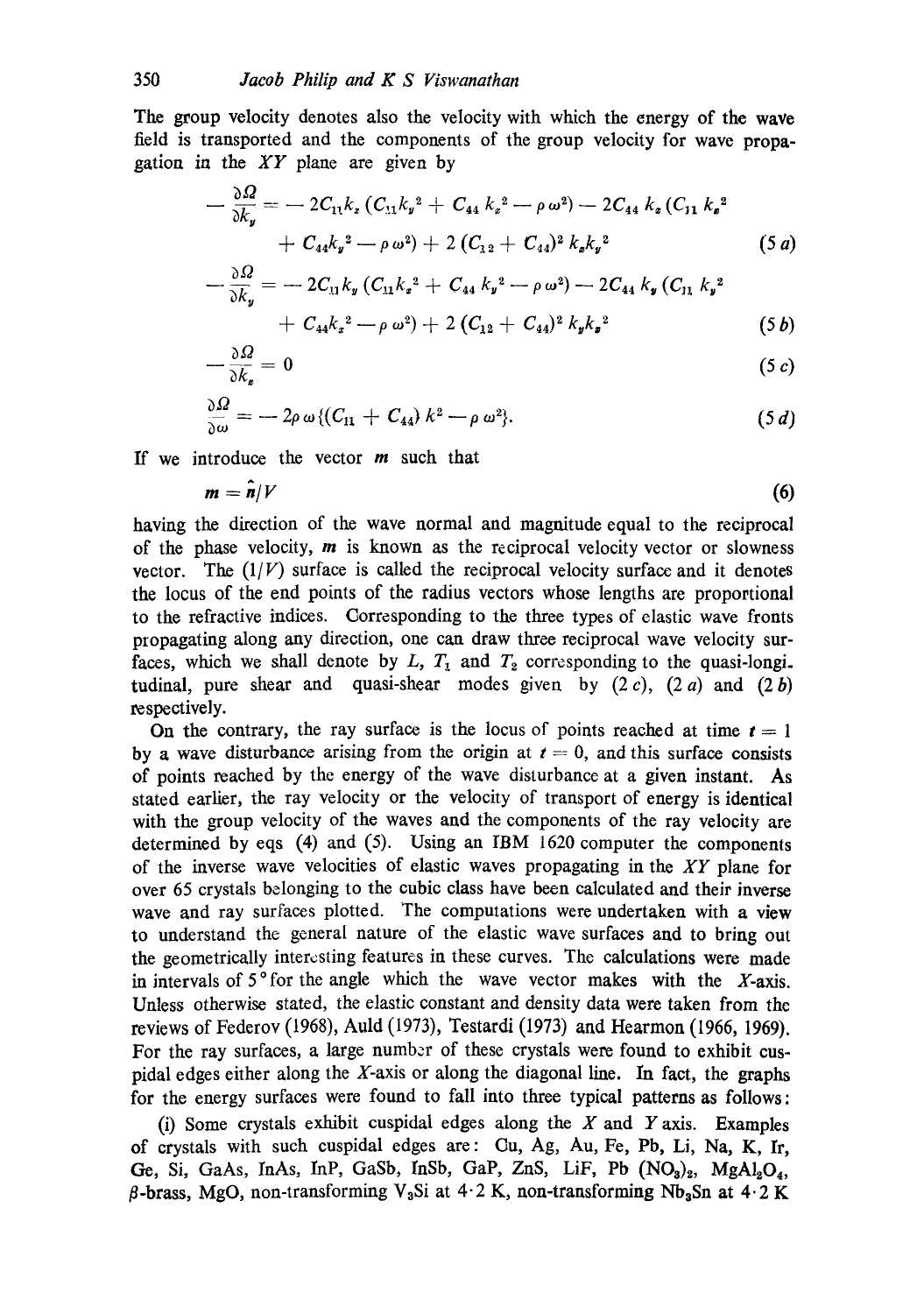The group velocity denotes also the velocity with which the energy of the wave field is transported and the components of the group velocity for wave propagation in the $XY$ plane are given by

$$-\frac{\partial \Omega}{\partial k_y} = -2C_{11}k_x(C_{11}k_y^2 + C_{44}k_x^2 - \rho\omega^2) - 2C_{44}k_x(C_{11}k_x^2 + C_{44}k_y^2 - \rho\omega^2) + 2(C_{12} + C_{44})^2 k_x k_y^2 \tag{5 a}$$

$$-\frac{\partial \Omega}{\partial k_y} = -2C_{11}k_y(C_{11}k_x^2 + C_{44}k_y^2 - \rho\omega^2) - 2C_{44}k_y(C_{11}k_y^2 + C_{44}k_x^2 - \rho\omega^2) + 2(C_{12} + C_{44})^2 k_y k_x^2 \tag{5 b}$$

$$-\frac{\partial \Omega}{\partial k_z} = 0 \tag{5 c}$$

$$\frac{\partial \Omega}{\partial \omega} = -2\rho\omega\{(C_{11} + C_{44})k^2 - \rho\omega^2\}. \tag{5 d}$$

If we introduce the vector $\boldsymbol{m}$ such that

$$\boldsymbol{m} = \hat{n}/V \tag{6}$$

having the direction of the wave normal and magnitude equal to the reciprocal of the phase velocity, $\boldsymbol{m}$ is known as the reciprocal velocity vector or slowness vector. The $(1/V)$ surface is called the reciprocal velocity surface and it denotes the locus of the end points of the radius vectors whose lengths are proportional to the refractive indices. Corresponding to the three types of elastic wave fronts propagating along any direction, one can draw three reciprocal wave velocity surfaces, which we shall denote by $L$, $T_1$ and $T_2$ corresponding to the quasi-longitudinal, pure shear and quasi-shear modes given by (2 c), (2 a) and (2 b) respectively.

On the contrary, the ray surface is the locus of points reached at time $t = 1$ by a wave disturbance arising from the origin at $t = 0$, and this surface consists of points reached by the energy of the wave disturbance at a given instant. As stated earlier, the ray velocity or the velocity of transport of energy is identical with the group velocity of the waves and the components of the ray velocity are determined by eqs (4) and (5). Using an IBM 1620 computer the components of the inverse wave velocities of elastic waves propagating in the $XY$ plane for over 65 crystals belonging to the cubic class have been calculated and their inverse wave and ray surfaces plotted. The computations were undertaken with a view to understand the general nature of the elastic wave surfaces and to bring out the geometrically interesting features in these curves. The calculations were made in intervals of 5° for the angle which the wave vector makes with the $X$-axis. Unless otherwise stated, the elastic constant and density data were taken from the reviews of Federov (1968), Auld (1973), Testardi (1973) and Hearmon (1966, 1969). For the ray surfaces, a large number of these crystals were found to exhibit cuspidal edges either along the $X$-axis or along the diagonal line. In fact, the graphs for the energy surfaces were found to fall into three typical patterns as follows:

(i) Some crystals exhibit cuspidal edges along the $X$ and $Y$ axis. Examples of crystals with such cuspidal edges are: Cu, Ag, Au, Fe, Pb, Li, Na, K, Ir, Ge, Si, GaAs, InAs, InP, GaSb, InSb, GaP, ZnS, LiF, $Pb(NO_3)_2$, $MgAl_2O_4$, $\beta$-brass, MgO, non-transforming $V_3Si$ at 4·2 K, non-transforming $Nb_3Sn$ at 4·2 K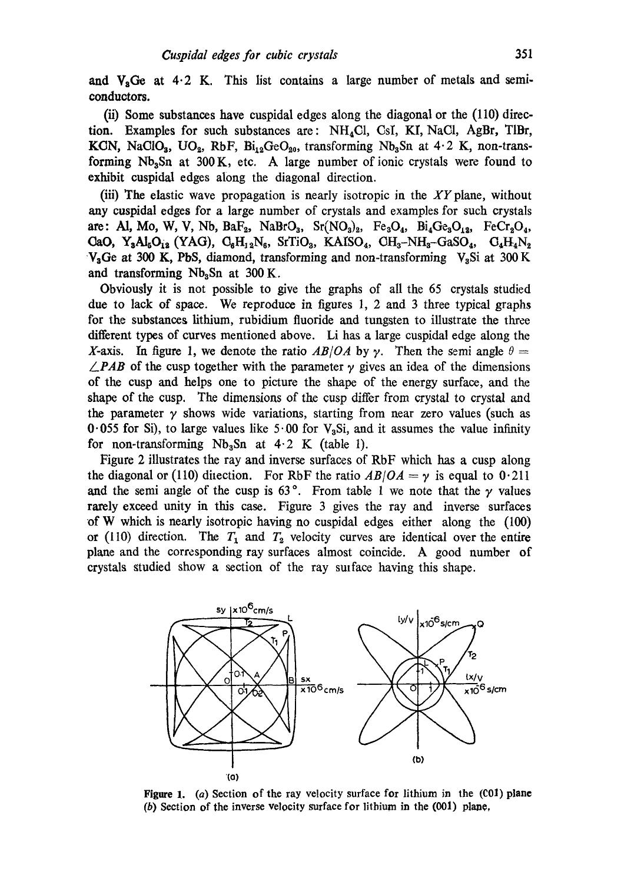and $V_3Ge$ at 4·2 K. This list contains a large number of metals and semiconductors.

(ii) Some substances have cuspidal edges along the diagonal or the (110) direction. Examples for such substances are: $NH_4Cl$, CsI, KI, NaCl, AgBr, TlBr, KCN, $NaClO_3$, $UO_2$, RbF, $Bi_{12}GeO_{20}$, transforming $Nb_3Sn$ at 4·2 K, non-transforming $Nb_3Sn$ at 300 K, etc. A large number of ionic crystals were found to exhibit cuspidal edges along the diagonal direction.

(iii) The elastic wave propagation is nearly isotropic in the $XY$ plane, without any cuspidal edges for a large number of crystals and examples for such crystals are: Al, Mo, W, V, Nb, $BaF_2$, $NaBrO_3$, $Sr(NO_3)_2$, $Fe_3O_4$, $Bi_4Ge_3O_{12}$, $FeCr_2O_4$, CaO, $Y_3Al_5O_{12}$ (YAG), $C_6H_{12}N_6$, $SrTiO_3$, $KAlSO_4$, $CH_3$–$NH_3$–$GaSO_4$, $C_4H_4N_2$ $V_3Ge$ at 300 K, PbS, diamond, transforming and non-transforming $V_3Si$ at 300 K and transforming $Nb_3Sn$ at 300 K.

Obviously it is not possible to give the graphs of all the 65 crystals studied due to lack of space. We reproduce in figures 1, 2 and 3 three typical graphs for the substances lithium, rubidium fluoride and tungsten to illustrate the three different types of curves mentioned above. Li has a large cuspidal edge along the $X$-axis. In figure 1, we denote the ratio $AB/OA$ by $\gamma$. Then the semi angle $\theta = \angle PAB$ of the cusp together with the parameter $\gamma$ gives an idea of the dimensions of the cusp and helps one to picture the shape of the energy surface, and the shape of the cusp. The dimensions of the cusp differ from crystal to crystal and the parameter $\gamma$ shows wide variations, starting from near zero values (such as 0·055 for Si), to large values like 5·00 for $V_3Si$, and it assumes the value infinity for non-transforming $Nb_3Sn$ at 4·2 K (table 1).

Figure 2 illustrates the ray and inverse surfaces of RbF which has a cusp along the diagonal or (110) direction. For RbF the ratio $AB/OA = \gamma$ is equal to 0·211 and the semi angle of the cusp is 63°. From table 1 we note that the $\gamma$ values rarely exceed unity in this case. Figure 3 gives the ray and inverse surfaces of W which is nearly isotropic having no cuspidal edges either along the (100) or (110) direction. The $T_1$ and $T_2$ velocity curves are identical over the entire plane and the corresponding ray surfaces almost coincide. A good number of crystals studied show a section of the ray surface having this shape.

**Figure 1.** (*a*) Section of the ray velocity surface for lithium in the (001) plane (*b*) Section of the inverse velocity surface for lithium in the (001) plane.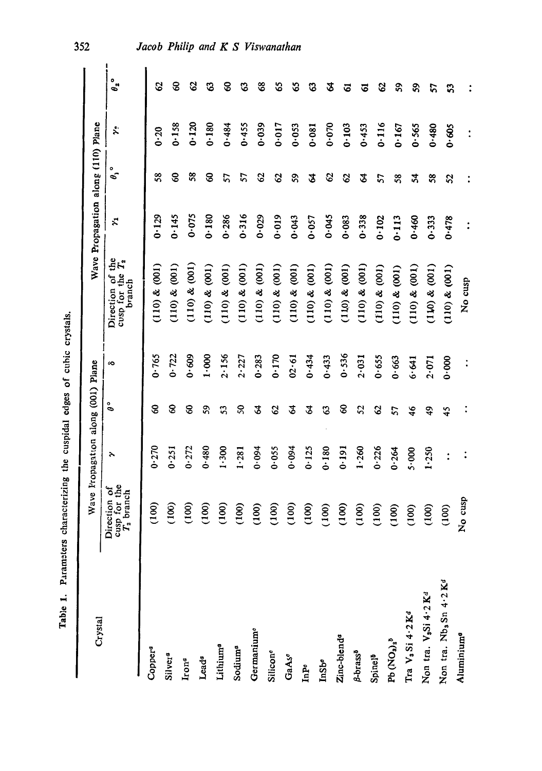Table 1. Parameters characterizing the cuspidal edges of cubic crystals.

| Crystal | Wave Propagation along (001) Plane | | | | Wave Propagation along (110) Plane | | | | | |
|---|---|---|---|---|---|---|---|---|---|---|
| | Direction of cusp for the $T_2$ branch | $\gamma$ | $\theta°$ | $\delta$ | Direction of the cusp for the $T_2$ branch | $\gamma_1$ | $\theta_1°$ | $\gamma_2$ | $\theta_2°$ |
| Copper[a] | (100) | 0·270 | 60 | 0·765 | (110) & (001) | 0·129 | 58 | 0·20 | 62 |
| Silver[a] | (100) | 0·251 | 60 | 0·722 | (110) & (001) | 0·145 | 60 | 0·158 | 60 |
| Iron[a] | (100) | 0·272 | 60 | 0·609 | (110) & (001) | 0·075 | 58 | 0·120 | 62 |
| Lead[a] | (100) | 0·480 | 59 | 1·000 | (110) & (001) | 0·180 | 60 | 0·180 | 63 |
| Lithium[a] | (100) | 1·300 | 53 | 2·156 | (110) & (001) | 0·286 | 57 | 0·484 | 60 |
| Sodium[a] | (100) | 1·281 | 50 | 2·227 | (110) & (001) | 0·316 | 57 | 0·455 | 63 |
| Germanium[c] | (100) | 0·094 | 64 | 0·283 | (110) & (001) | 0·029 | 62 | 0·039 | 68 |
| Silicon[c] | (100) | 0·055 | 62 | 0·170 | (110) & (001) | 0·019 | 62 | 0·017 | 65 |
| GaAs[c] | (100) | 0·094 | 64 | 02·61 | (110) & (001) | 0·043 | 59 | 0·053 | 65 |
| InP[c] | (100) | 0·125 | 64 | 0·434 | (110) & (001) | 0·057 | 64 | 0·081 | 63 |
| InSb[c] | (100) | 0·180 | 63 | 0·433 | (110) & (001) | 0·045 | 62 | 0·070 | 64 |
| Zinc-blend[a] | (100) | 0·191 | 60 | 0·536 | (110) & (001) | 0·083 | 62 | 0·103 | 61 |
| $\beta$-brass[b] | (100) | 1·260 | 52 | 2·031 | (110) & (001) | 0·338 | 64 | 0·453 | 61 |
| Spinel[b] | (100) | 0·226 | 62 | 0·655 | (110) & (001) | 0·102 | 57 | 0·116 | 62 |
| Pb $(NO_3)_2$[b] | (100) | 0·264 | 57 | 0·663 | (110) & (001) | 0·113 | 58 | 0·167 | 59 |
| Tra $V_3Si$ 4·2 K[d] | (100) | 5·000 | 46 | 6·641 | (110) & (001) | 0·460 | 54 | 0·565 | 59 |
| Non tra. $V_3Si$ 4·2 K[d] | (100) | 1·250 | 49 | 2·071 | (110) & (001) | 0·333 | 58 | 0·480 | 57 |
| Non tra. $Nb_3Sn$ 4·2 K[d] | (100) | .. | 45 | 0·000 | (110) & (001) | 0·478 | 52 | 0·605 | 53 |
| Aluminium[a] | No cusp | .. | .. | .. | No cusp | .. | .. | .. | .. |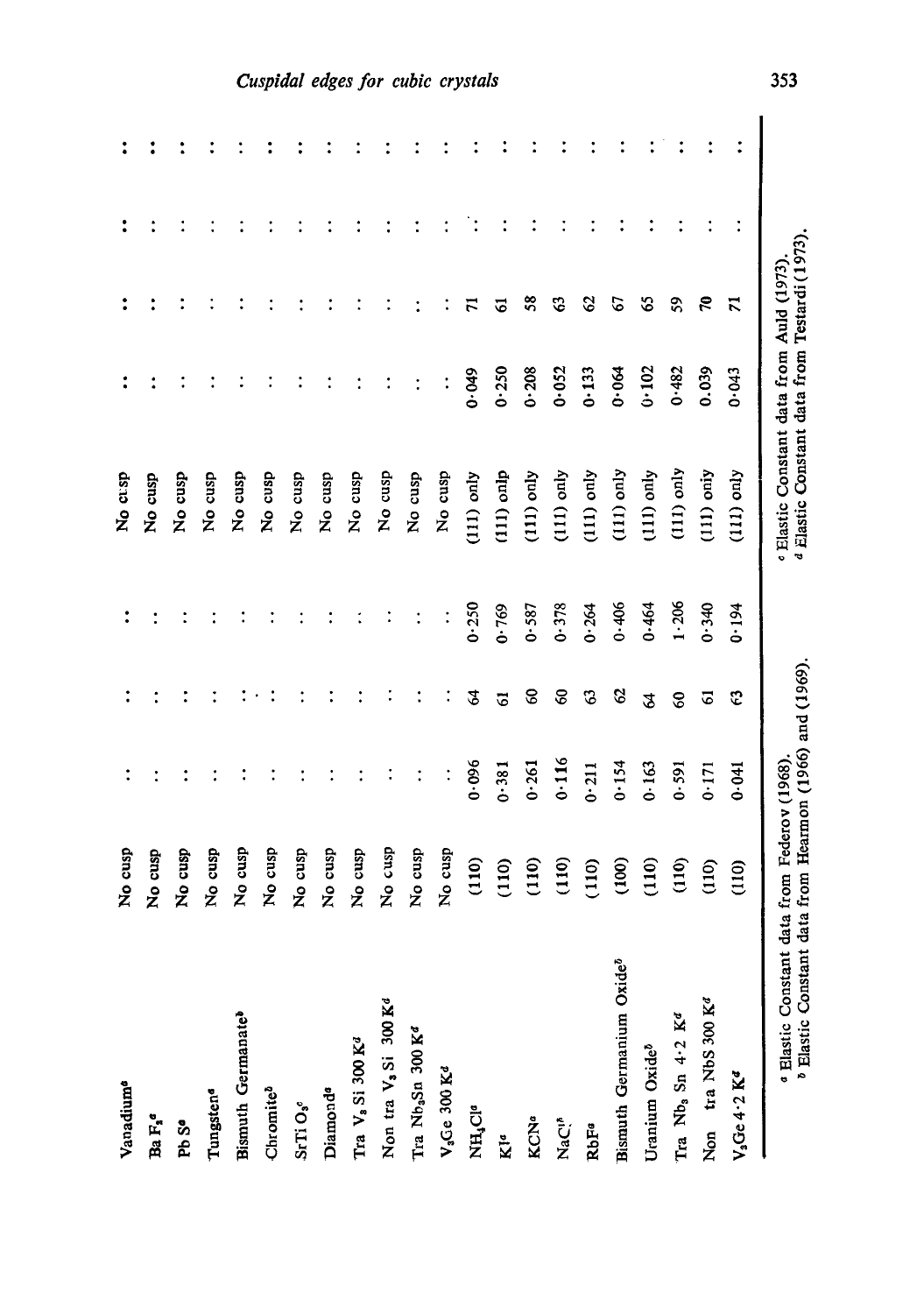| | | | | | | | | | |
|---|---|---|---|---|---|---|---|---|---|
| Vanadium[a] | No cusp | ... | ... | ... | No cusp | ... | ... | ... | ... |
| $BaF_2$[a] | No cusp | ... | ... | ... | No cusp | ... | ... | ... | ... |
| PbS[a] | No cusp | ... | ... | ... | No cusp | ... | ... | ... | ... |
| Tungsten[a] | No cusp | ... | ... | ... | No cusp | ... | ... | ... | ... |
| Bismuth Germanate[b] | No cusp | ... | ... | ... | No cusp | ... | ... | ... | ... |
| Chromite[b] | No cusp | ... | ... | ... | No cusp | ... | ... | ... | ... |
| $SrTiO_3$[c] | No cusp | ... | ... | ... | No cusp | ... | ... | ... | ... |
| Diamond[a] | No cusp | ... | ... | ... | No cusp | ... | ... | ... | ... |
| Tra $V_3Si$ 300 K[d] | No cusp | ... | ... | ... | No cusp | ... | ... | ... | ... |
| Non tra $V_3Si$ 300 K[d] | No cusp | ... | ... | ... | No cusp | ... | ... | ... | ... |
| Tra $Nb_3Sn$ 300 K[d] | No cusp | ... | ... | ... | No cusp | ... | ... | ... | ... |
| $V_3Ge$ 300 K[d] | No cusp | ... | ... | ... | No cusp | ... | ... | ... | ... |
| $NH_4Cl$[a] | (110) | 0·096 | 64 | 0·250 | (111) only | 0·049 | 71 | ... | ... |
| KI[a] | (110) | 0·381 | 61 | 0·769 | (111) only | 0·250 | 61 | ... | ... |
| KCN[a] | (110) | 0·261 | 60 | 0·587 | (111) only | 0·208 | 58 | ... | ... |
| NaCl[b] | (110) | 0·116 | 60 | 0·378 | (111) only | 0·052 | 63 | ... | ... |
| RbF[a] | (110) | 0·211 | 63 | 0·264 | (111) only | 0·133 | 62 | ... | ... |
| Bismuth Germanium Oxide[b] | (100) | 0·154 | 62 | 0·406 | (111) only | 0·064 | 67 | ... | ... |
| Uranium Oxide[b] | (110) | 0·163 | 64 | 0·464 | (111) only | 0·102 | 65 | ... | ... |
| Tra $Nb_3Sn$ 4·2 K[d] | (110) | 0·591 | 60 | 1·206 | (111) only | 0·482 | 59 | ... | ... |
| Non tra NbS 300 K[d] | (110) | 0·171 | 61 | 0·340 | (111) only | 0.039 | 70 | ... | ... |
| $V_3Ge$ 4·2 K[d] | (110) | 0·041 | 63 | 0·194 | (111) only | 0·043 | 71 | ... | ... |

[a] Elastic Constant data from Federov (1968).
[b] Elastic Constant data from Hearmon (1966) and (1969).
[c] Elastic Constant data from Auld (1973).
[d] Elastic Constant data from Testardi (1973).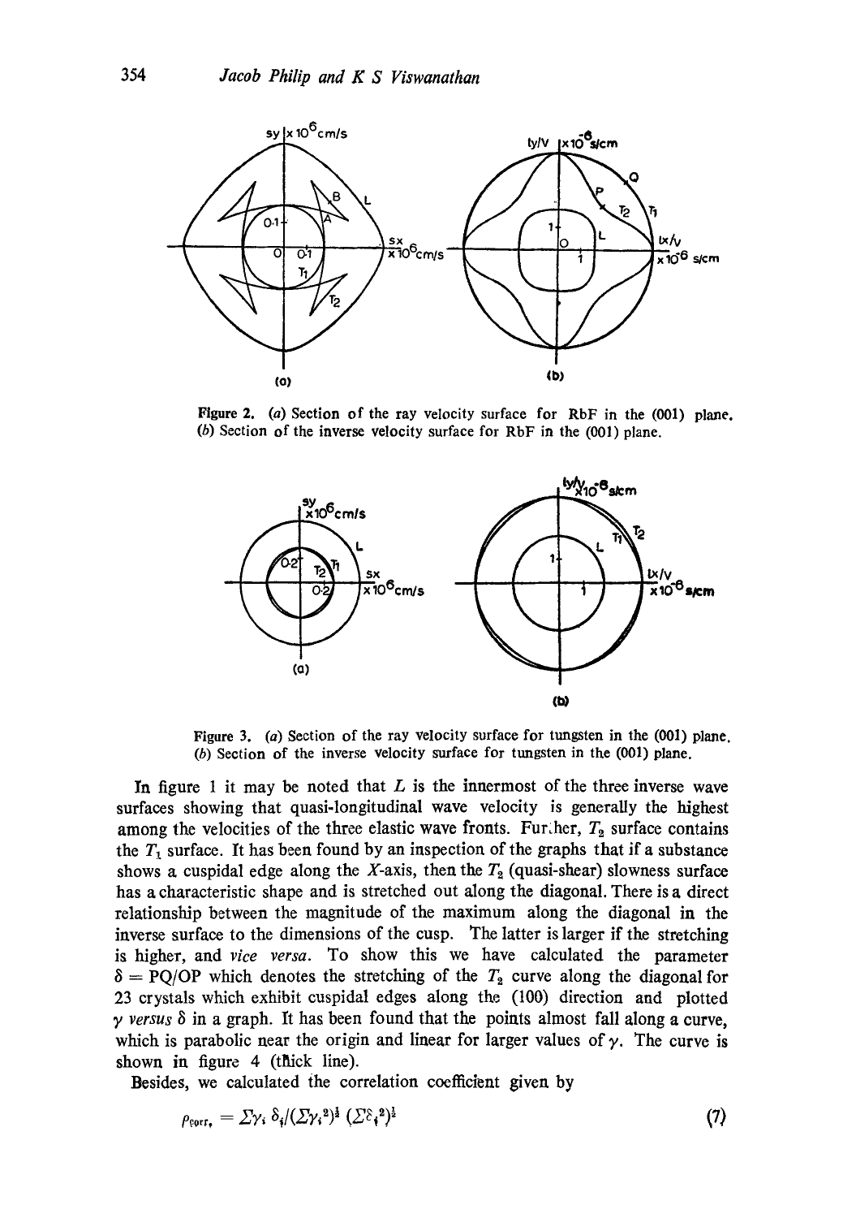Figure 2. (*a*) Section of the ray velocity surface for RbF in the (001) plane. (*b*) Section of the inverse velocity surface for RbF in the (001) plane.

Figure 3. (*a*) Section of the ray velocity surface for tungsten in the (001) plane. (*b*) Section of the inverse velocity surface for tungsten in the (001) plane.

In figure 1 it may be noted that $L$ is the innermost of the three inverse wave surfaces showing that quasi-longitudinal wave velocity is generally the highest among the velocities of the three elastic wave fronts. Further, $T_2$ surface contains the $T_1$ surface. It has been found by an inspection of the graphs that if a substance shows a cuspidal edge along the $X$-axis, then the $T_2$ (quasi-shear) slowness surface has a characteristic shape and is stretched out along the diagonal. There is a direct relationship between the magnitude of the maximum along the diagonal in the inverse surface to the dimensions of the cusp. The latter is larger if the stretching is higher, and *vice versa*. To show this we have calculated the parameter $\delta = PQ/OP$ which denotes the stretching of the $T_2$ curve along the diagonal for 23 crystals which exhibit cuspidal edges along the (100) direction and plotted $\gamma$ *versus* $\delta$ in a graph. It has been found that the points almost fall along a curve, which is parabolic near the origin and linear for larger values of $\gamma$. The curve is shown in figure 4 (thick line).

Besides, we calculated the correlation coefficient given by

$$\rho_{\mathrm{corr.}} = \Sigma\gamma_i\,\delta_i/(\Sigma\gamma_i^2)^{\frac{1}{2}}\,(\Sigma\delta_i^2)^{\frac{1}{2}} \tag{7}$$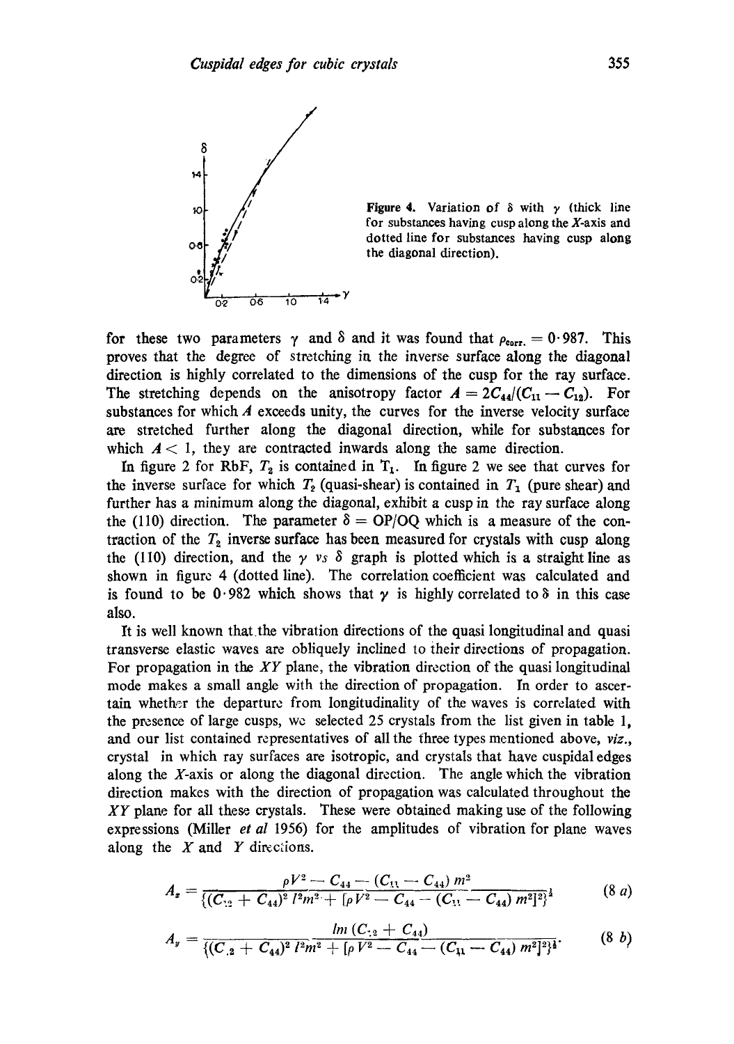Figure 4. Variation of $\delta$ with $\gamma$ (thick line for substances having cusp along the $X$-axis and dotted line for substances having cusp along the diagonal direction).

for these two parameters $\gamma$ and $\delta$ and it was found that $\rho_{corr.} = 0 \cdot 987$. This proves that the degree of stretching in the inverse surface along the diagonal direction is highly correlated to the dimensions of the cusp for the ray surface. The stretching depends on the anisotropy factor $A = 2C_{44}/(C_{11} - C_{12})$. For substances for which $A$ exceeds unity, the curves for the inverse velocity surface are stretched further along the diagonal direction, while for substances for which $A < 1$, they are contracted inwards along the same direction.

In figure 2 for RbF, $T_2$ is contained in $T_1$. In figure 2 we see that curves for the inverse surface for which $T_2$ (quasi-shear) is contained in $T_1$ (pure shear) and further has a minimum along the diagonal, exhibit a cusp in the ray surface along the (110) direction. The parameter $\delta = OP/OQ$ which is a measure of the contraction of the $T_2$ inverse surface has been measured for crystals with cusp along the (110) direction, and the $\gamma$ *vs* $\delta$ graph is plotted which is a straight line as shown in figure 4 (dotted line). The correlation coefficient was calculated and is found to be $0 \cdot 982$ which shows that $\gamma$ is highly correlated to $\delta$ in this case also.

It is well known that the vibration directions of the quasi longitudinal and quasi transverse elastic waves are obliquely inclined to their directions of propagation. For propagation in the $XY$ plane, the vibration direction of the quasi longitudinal mode makes a small angle with the direction of propagation. In order to ascertain whether the departure from longitudinality of the waves is correlated with the presence of large cusps, we selected 25 crystals from the list given in table 1, and our list contained representatives of all the three types mentioned above, *viz.*, crystal in which ray surfaces are isotropic, and crystals that have cuspidal edges along the $X$-axis or along the diagonal direction. The angle which the vibration direction makes with the direction of propagation was calculated throughout the $XY$ plane for all these crystals. These were obtained making use of the following expressions (Miller *et al* 1956) for the amplitudes of vibration for plane waves along the $X$ and $Y$ directions.

$$A_x = \frac{\rho V^2 - C_{44} - (C_{11} - C_{44})\, m^2}{\{(C_{12} + C_{44})^2\, l^2 m^2 + [\rho V^2 - C_{44} - (C_{11} - C_{44})\, m^2]^2\}^{\frac{1}{2}}} \tag{8 a}$$

$$A_y = \frac{lm\, (C_{12} + C_{44})}{\{(C_{12} + C_{44})^2\, l^2 m^2 + [\rho V^2 - C_{44} - (C_{11} - C_{44})\, m^2]^2\}^{\frac{1}{2}}}. \tag{8 b}$$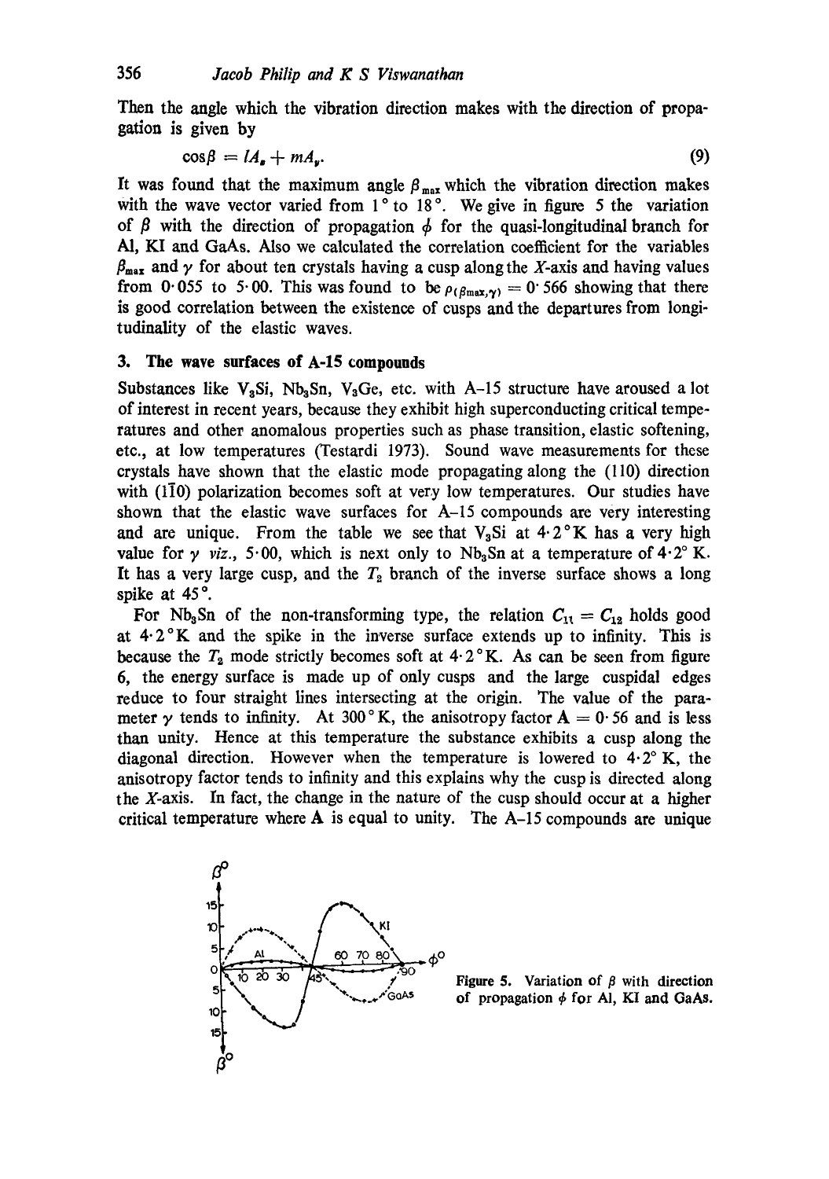Then the angle which the vibration direction makes with the direction of propagation is given by

$$\cos\beta = lA_x + mA_y. \tag{9}$$

It was found that the maximum angle $\beta_{max}$ which the vibration direction makes with the wave vector varied from 1° to 18°. We give in figure 5 the variation of $\beta$ with the direction of propagation $\phi$ for the quasi-longitudinal branch for Al, KI and GaAs. Also we calculated the correlation coefficient for the variables $\beta_{max}$ and $\gamma$ for about ten crystals having a cusp along the $X$-axis and having values from 0·055 to 5·00. This was found to be $\rho_{(\beta_{max},\gamma)} = 0 \cdot 566$ showing that there is good correlation between the existence of cusps and the departures from longitudinality of the elastic waves.

## 3. The wave surfaces of A-15 compounds

Substances like $V_3Si$, $Nb_3Sn$, $V_3Ge$, etc. with A–15 structure have aroused a lot of interest in recent years, because they exhibit high superconducting critical temperatures and other anomalous properties such as phase transition, elastic softening, etc., at low temperatures (Testardi 1973). Sound wave measurements for these crystals have shown that the elastic mode propagating along the (110) direction with $(1\bar{1}0)$ polarization becomes soft at very low temperatures. Our studies have shown that the elastic wave surfaces for A–15 compounds are very interesting and are unique. From the table we see that $V_3Si$ at 4·2°K has a very high value for $\gamma$ *viz.*, 5·00, which is next only to $Nb_3Sn$ at a temperature of 4·2° K. It has a very large cusp, and the $T_2$ branch of the inverse surface shows a long spike at 45°.

For $Nb_3Sn$ of the non-transforming type, the relation $C_{11} = C_{12}$ holds good at 4·2°K and the spike in the inverse surface extends up to infinity. This is because the $T_2$ mode strictly becomes soft at 4·2°K. As can be seen from figure 6, the energy surface is made up of only cusps and the large cuspidal edges reduce to four straight lines intersecting at the origin. The value of the parameter $\gamma$ tends to infinity. At 300° K, the anisotropy factor $\mathbf{A} = 0 \cdot 56$ and is less than unity. Hence at this temperature the substance exhibits a cusp along the diagonal direction. However when the temperature is lowered to 4·2° K, the anisotropy factor tends to infinity and this explains why the cusp is directed along the $X$-axis. In fact, the change in the nature of the cusp should occur at a higher critical temperature where $\mathbf{A}$ is equal to unity. The A–15 compounds are unique

Figure 5. Variation of $\beta$ with direction of propagation $\phi$ for Al, KI and GaAs.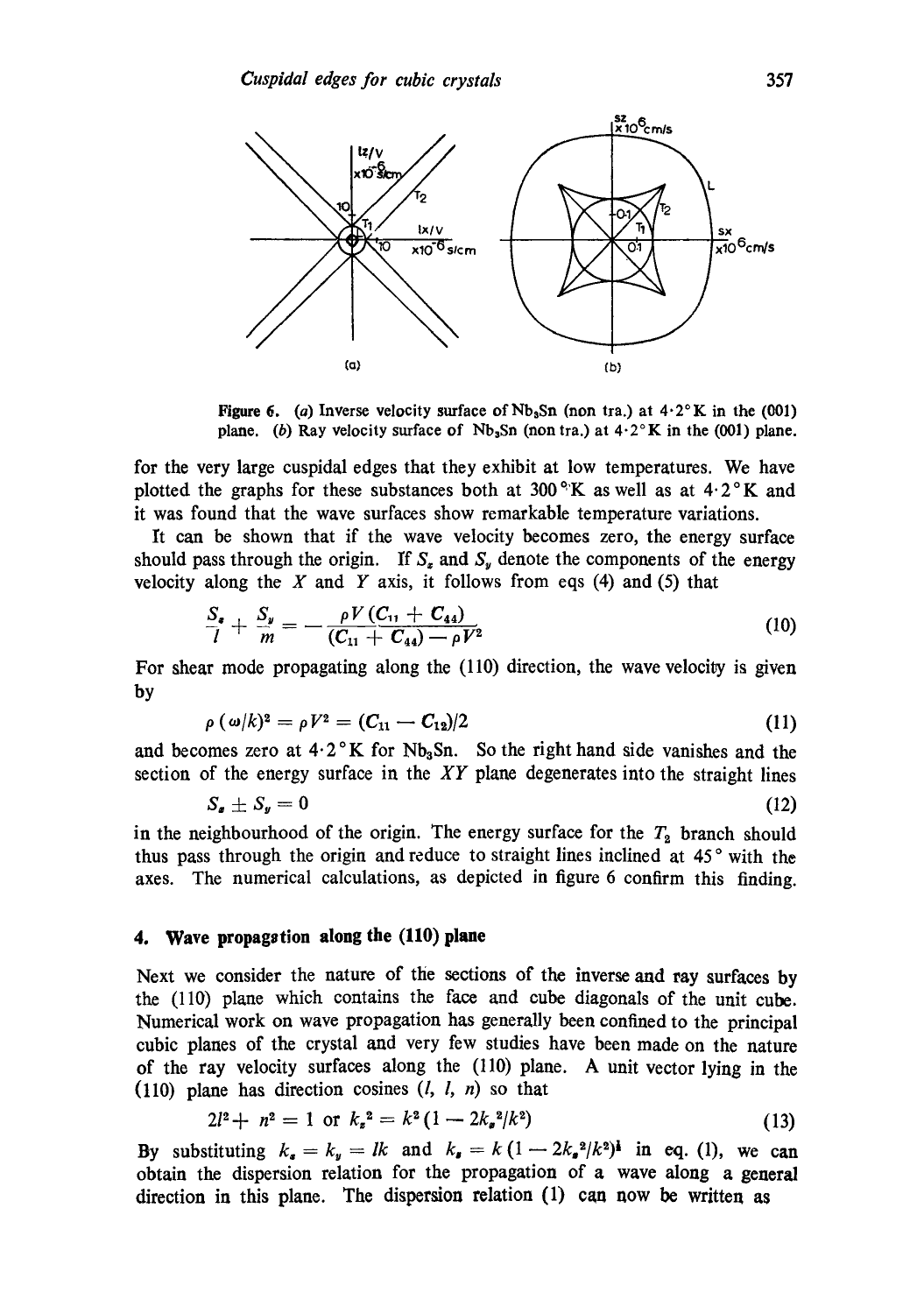Figure 6. (a) Inverse velocity surface of $Nb_3Sn$ (non tra.) at $4{\cdot}2°$K in the (001) plane. (b) Ray velocity surface of $Nb_3Sn$ (non tra.) at $4{\cdot}2°$K in the (001) plane.

for the very large cuspidal edges that they exhibit at low temperatures. We have plotted the graphs for these substances both at 300°K as well as at $4{\cdot}2$°K and it was found that the wave surfaces show remarkable temperature variations.

It can be shown that if the wave velocity becomes zero, the energy surface should pass through the origin. If $S_x$ and $S_y$ denote the components of the energy velocity along the $X$ and $Y$ axis, it follows from eqs (4) and (5) that

$$\frac{S_x}{l} + \frac{S_y}{m} = -\frac{\rho V (C_{11} + C_{44})}{(C_{11} + C_{44}) - \rho V^2} \tag{10}$$

For shear mode propagating along the (110) direction, the wave velocity is given by

$$\rho\, (\omega/k)^2 = \rho V^2 = (C_{11} - C_{12})/2 \tag{11}$$

and becomes zero at $4{\cdot}2$°K for $Nb_3Sn$. So the right hand side vanishes and the section of the energy surface in the $XY$ plane degenerates into the straight lines

$$S_x \pm S_y = 0 \tag{12}$$

in the neighbourhood of the origin. The energy surface for the $T_2$ branch should thus pass through the origin and reduce to straight lines inclined at 45° with the axes. The numerical calculations, as depicted in figure 6 confirm this finding.

## 4. Wave propagation along the (110) plane

Next we consider the nature of the sections of the inverse and ray surfaces by the (110) plane which contains the face and cube diagonals of the unit cube. Numerical work on wave propagation has generally been confined to the principal cubic planes of the crystal and very few studies have been made on the nature of the ray velocity surfaces along the (110) plane. A unit vector lying in the (110) plane has direction cosines $(l, l, n)$ so that

$$2l^2 + n^2 = 1 \text{ or } k_z^2 = k^2 (1 - 2k_x^2/k^2) \tag{13}$$

By substituting $k_x = k_y = lk$ and $k_z = k\,(1 - 2k_x^2/k^2)^{\frac{1}{2}}$ in eq. (1), we can obtain the dispersion relation for the propagation of a wave along a general direction in this plane. The dispersion relation (1) can now be written as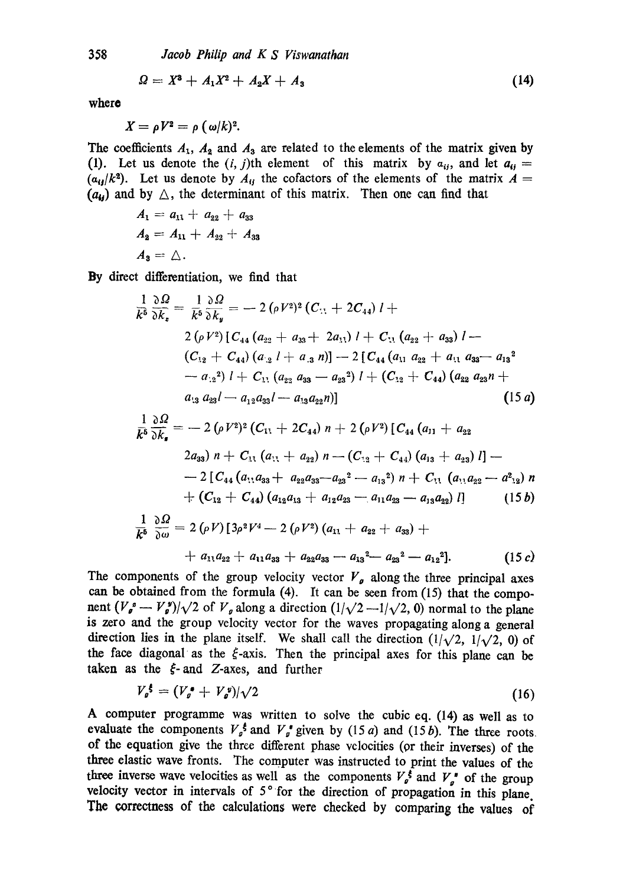$$\Omega = X^3 + A_1 X^2 + A_2 X + A_3 \tag{14}$$

where

$$X = \rho V^2 = \rho\,(\omega/k)^2.$$

The coefficients $A_1$, $A_2$ and $A_3$ are related to the elements of the matrix given by (1). Let us denote the $(i, j)$th element of this matrix by $a_{ij}$, and let $a_{ij} = (a_{ij}/k^2)$. Let us denote by $A_{ij}$ the cofactors of the elements of the matrix $A = (a_{ij})$ and by $\triangle$, the determinant of this matrix. Then one can find that

$$A_1 = a_{11} + a_{22} + a_{33}$$

$$A_2 = A_{11} + A_{22} + A_{33}$$

$$A_3 = \triangle.$$

By direct differentiation, we find that

$$\begin{aligned}
\frac{1}{k^5}\frac{\partial\Omega}{\partial k_x} = \frac{1}{k^5}\frac{\partial\Omega}{\partial k_y} &= -2\,(\rho V^2)^2\,(C_{11} + 2C_{44})\, l + \\
&2\,(\rho V^2)\,[C_{44}\,(a_{22} + a_{33} + 2a_{11})\, l + C_{11}\,(a_{22} + a_{33})\, l - \\
&(C_{12} + C_{44})\,(a_{12}\, l + a_{13}\, n)] - 2\,[C_{44}\,(a_{11}\, a_{22} + a_{11}\, a_{33} - a_{13}{}^2 \\
&- a_{12}{}^2)\, l + C_{11}\,(a_{22}\, a_{33} - a_{23}{}^2)\, l + (C_{12} + C_{44})\,(a_{22}\, a_{23} n + \\
&a_{13}\, a_{23} l - a_{12} a_{33} l - a_{13} a_{22} n)]
\end{aligned} \tag{15 a}$$

$$\begin{aligned}
\frac{1}{k^5}\frac{\partial\Omega}{\partial k_z} &= -2\,(\rho V^2)^2\,(C_{11} + 2C_{44})\, n + 2\,(\rho V^2)\,[C_{44}\,(a_{11} + a_{22} \\
&2a_{33})\, n + C_{11}\,(a_{11} + a_{22})\, n - (C_{12} + C_{44})\,(a_{13} + a_{23})\, l] - \\
&- 2\,[C_{44}\,(a_{11} a_{33} + a_{22} a_{33} - a_{23}{}^2 - a_{13}{}^2)\, n + C_{11}\,(a_{11} a_{22} - a^2_{12})\, n \\
&+ (C_{12} + C_{44})\,(a_{12} a_{13} + a_{12} a_{23} - a_{11} a_{23} - a_{13} a_{22})\, l]
\end{aligned} \tag{15 b}$$

$$\begin{aligned}
\frac{1}{k^5}\frac{\partial\Omega}{\partial\omega} &= 2\,(\rho V)\,[3\rho^2 V^4 - 2\,(\rho V^2)\,(a_{11} + a_{22} + a_{33}) + \\
&+ a_{11} a_{22} + a_{11} a_{33} + a_{22} a_{33} - a_{13}{}^2 - a_{23}{}^2 - a_{12}{}^2].
\end{aligned} \tag{15 c}$$

The components of the group velocity vector $V_g$ along the three principal axes can be obtained from the formula (4). It can be seen from (15) that the component $(V_g^x - V_g^y)/\sqrt{2}$ of $V_g$ along a direction $(1/\sqrt{2}\; -1/\sqrt{2},\, 0)$ normal to the plane is zero and the group velocity vector for the waves propagating along a general direction lies in the plane itself. We shall call the direction $(1/\sqrt{2},\, 1/\sqrt{2},\, 0)$ of the face diagonal as the $\xi$-axis. Then the principal axes for this plane can be taken as the $\xi$- and $Z$-axes, and further

$$V_g^\xi = (V_g^x + V_g^y)/\sqrt{2} \tag{16}$$

A computer programme was written to solve the cubic eq. (14) as well as to evaluate the components $V_g^\xi$ and $V_g^z$ given by (15 *a*) and (15 *b*). The three roots of the equation give the three different phase velocities (or their inverses) of the three elastic wave fronts. The computer was instructed to print the values of the three inverse wave velocities as well as the components $V_g^\xi$ and $V_g^z$ of the group velocity vector in intervals of 5° for the direction of propagation in this plane. The correctness of the calculations were checked by comparing the values of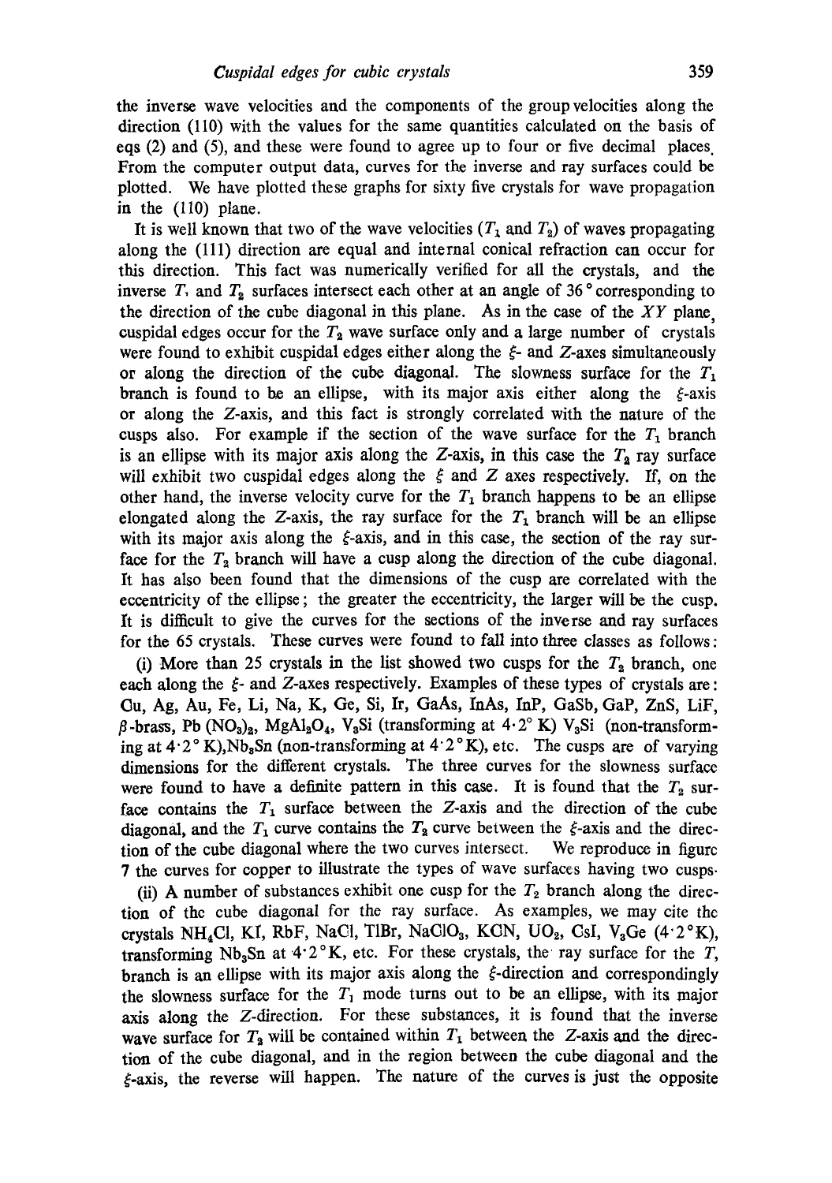the inverse wave velocities and the components of the group velocities along the direction (110) with the values for the same quantities calculated on the basis of eqs (2) and (5), and these were found to agree up to four or five decimal places. From the computer output data, curves for the inverse and ray surfaces could be plotted. We have plotted these graphs for sixty five crystals for wave propagation in the (110) plane.

It is well known that two of the wave velocities ($T_1$ and $T_2$) of waves propagating along the (111) direction are equal and internal conical refraction can occur for this direction. This fact was numerically verified for all the crystals, and the inverse $T_1$ and $T_2$ surfaces intersect each other at an angle of 36° corresponding to the direction of the cube diagonal in this plane. As in the case of the $XY$ plane, cuspidal edges occur for the $T_2$ wave surface only and a large number of crystals were found to exhibit cuspidal edges either along the $\xi$- and $Z$-axes simultaneously or along the direction of the cube diagonal. The slowness surface for the $T_1$ branch is found to be an ellipse, with its major axis either along the $\xi$-axis or along the $Z$-axis, and this fact is strongly correlated with the nature of the cusps also. For example if the section of the wave surface for the $T_1$ branch is an ellipse with its major axis along the $Z$-axis, in this case the $T_2$ ray surface will exhibit two cuspidal edges along the $\xi$ and $Z$ axes respectively. If, on the other hand, the inverse velocity curve for the $T_1$ branch happens to be an ellipse elongated along the $Z$-axis, the ray surface for the $T_1$ branch will be an ellipse with its major axis along the $\xi$-axis, and in this case, the section of the ray surface for the $T_2$ branch will have a cusp along the direction of the cube diagonal. It has also been found that the dimensions of the cusp are correlated with the eccentricity of the ellipse; the greater the eccentricity, the larger will be the cusp. It is difficult to give the curves for the sections of the inverse and ray surfaces for the 65 crystals. These curves were found to fall into three classes as follows:

(i) More than 25 crystals in the list showed two cusps for the $T_2$ branch, one each along the $\xi$- and $Z$-axes respectively. Examples of these types of crystals are: Cu, Ag, Au, Fe, Li, Na, K, Ge, Si, Ir, GaAs, InAs, InP, GaSb, GaP, ZnS, LiF, $\beta$-brass, $Pb(NO_3)_2$, $MgAl_2O_4$, $V_3Si$ (transforming at 4·2° K) $V_3Si$ (non-transforming at 4·2° K), $Nb_3Sn$ (non-transforming at 4·2° K), etc. The cusps are of varying dimensions for the different crystals. The three curves for the slowness surface were found to have a definite pattern in this case. It is found that the $T_2$ surface contains the $T_1$ surface between the $Z$-axis and the direction of the cube diagonal, and the $T_1$ curve contains the $T_2$ curve between the $\xi$-axis and the direction of the cube diagonal where the two curves intersect. We reproduce in figure 7 the curves for copper to illustrate the types of wave surfaces having two cusps.

(ii) A number of substances exhibit one cusp for the $T_2$ branch along the direction of the cube diagonal for the ray surface. As examples, we may cite the crystals $NH_4Cl$, KI, RbF, NaCl, TlBr, $NaClO_3$, KCN, $UO_2$, CsI, $V_3Ge$ (4·2°K), transforming $Nb_3Sn$ at 4·2°K, etc. For these crystals, the ray surface for the $T_1$ branch is an ellipse with its major axis along the $\xi$-direction and correspondingly the slowness surface for the $T_1$ mode turns out to be an ellipse, with its major axis along the $Z$-direction. For these substances, it is found that the inverse wave surface for $T_2$ will be contained within $T_1$ between the $Z$-axis and the direction of the cube diagonal, and in the region between the cube diagonal and the $\xi$-axis, the reverse will happen. The nature of the curves is just the opposite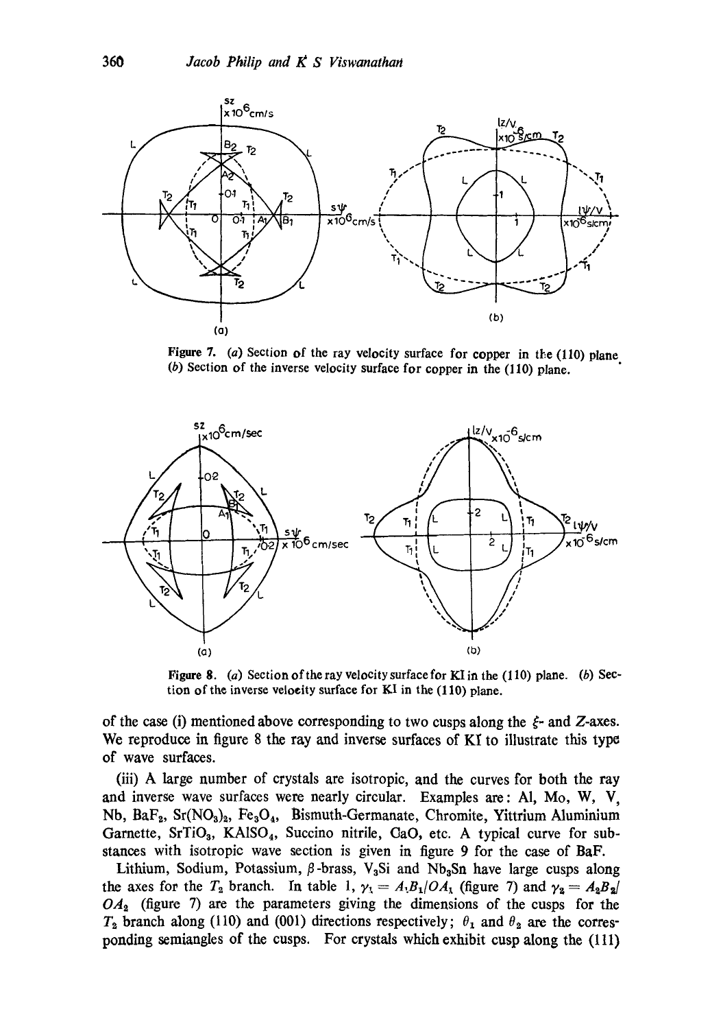Figure 7. (*a*) Section of the ray velocity surface for copper in the (110) plane. (*b*) Section of the inverse velocity surface for copper in the (110) plane.

Figure 8. (*a*) Section of the ray velocity surface for KI in the (110) plane. (*b*) Section of the inverse velocity surface for KI in the (110) plane.

of the case (i) mentioned above corresponding to two cusps along the $\xi$- and $Z$-axes. We reproduce in figure 8 the ray and inverse surfaces of KI to illustrate this type of wave surfaces.

(iii) A large number of crystals are isotropic, and the curves for both the ray and inverse wave surfaces were nearly circular. Examples are: Al, Mo, W, V, Nb, $BaF_2$, $Sr(NO_3)_2$, $Fe_3O_4$, Bismuth-Germanate, Chromite, Yittrium Aluminium Garnette, $SrTiO_3$, $KAlSO_4$, Succino nitrile, CaO, etc. A typical curve for substances with isotropic wave section is given in figure 9 for the case of BaF.

Lithium, Sodium, Potassium, $\beta$-brass, $V_3Si$ and $Nb_3Sn$ have large cusps along the axes for the $T_2$ branch. In table 1, $\gamma_1 = A_1B_1/OA_1$ (figure 7) and $\gamma_2 = A_2B_2/OA_2$ (figure 7) are the parameters giving the dimensions of the cusps for the $T_2$ branch along (110) and (001) directions respectively; $\theta_1$ and $\theta_2$ are the corresponding semiangles of the cusps. For crystals which exhibit cusp along the (111)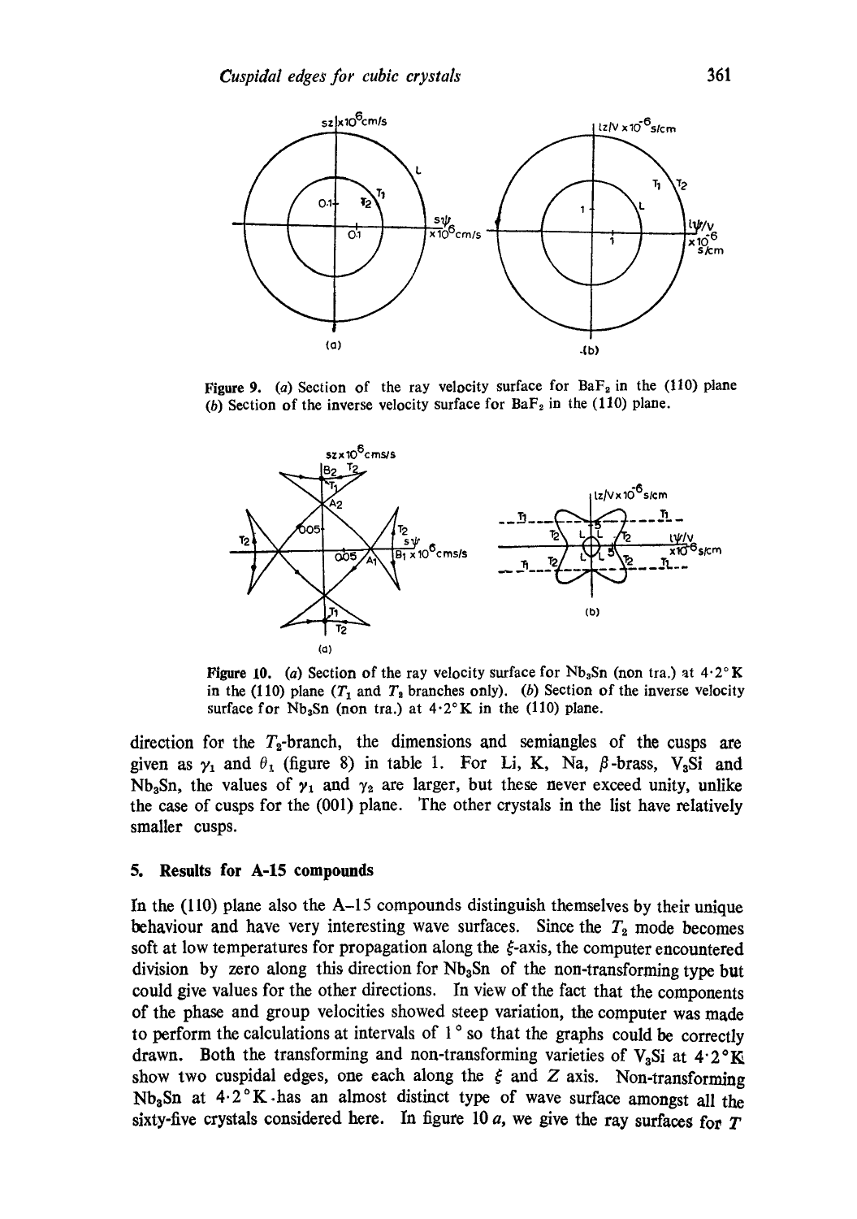Figure 9. (*a*) Section of the ray velocity surface for $BaF_2$ in the (110) plane (*b*) Section of the inverse velocity surface for $BaF_2$ in the (110) plane.

Figure 10. (*a*) Section of the ray velocity surface for $Nb_3Sn$ (non tra.) at 4·2° K in the (110) plane ($T_1$ and $T_2$ branches only). (*b*) Section of the inverse velocity surface for $Nb_3Sn$ (non tra.) at 4·2° K in the (110) plane.

direction for the $T_2$-branch, the dimensions and semiangles of the cusps are given as $\gamma_1$ and $\theta_1$ (figure 8) in table 1. For Li, K, Na, $\beta$-brass, $V_3Si$ and $Nb_3Sn$, the values of $\gamma_1$ and $\gamma_2$ are larger, but these never exceed unity, unlike the case of cusps for the (001) plane. The other crystals in the list have relatively smaller cusps.

## 5. Results for A-15 compounds

In the (110) plane also the A–15 compounds distinguish themselves by their unique behaviour and have very interesting wave surfaces. Since the $T_2$ mode becomes soft at low temperatures for propagation along the $\xi$-axis, the computer encountered division by zero along this direction for $Nb_3Sn$ of the non-transforming type but could give values for the other directions. In view of the fact that the components of the phase and group velocities showed steep variation, the computer was made to perform the calculations at intervals of 1° so that the graphs could be correctly drawn. Both the transforming and non-transforming varieties of $V_3Si$ at 4·2°K show two cuspidal edges, one each along the $\xi$ and $Z$ axis. Non-transforming $Nb_3Sn$ at 4·2°K has an almost distinct type of wave surface amongst all the sixty-five crystals considered here. In figure 10 *a*, we give the ray surfaces for $T$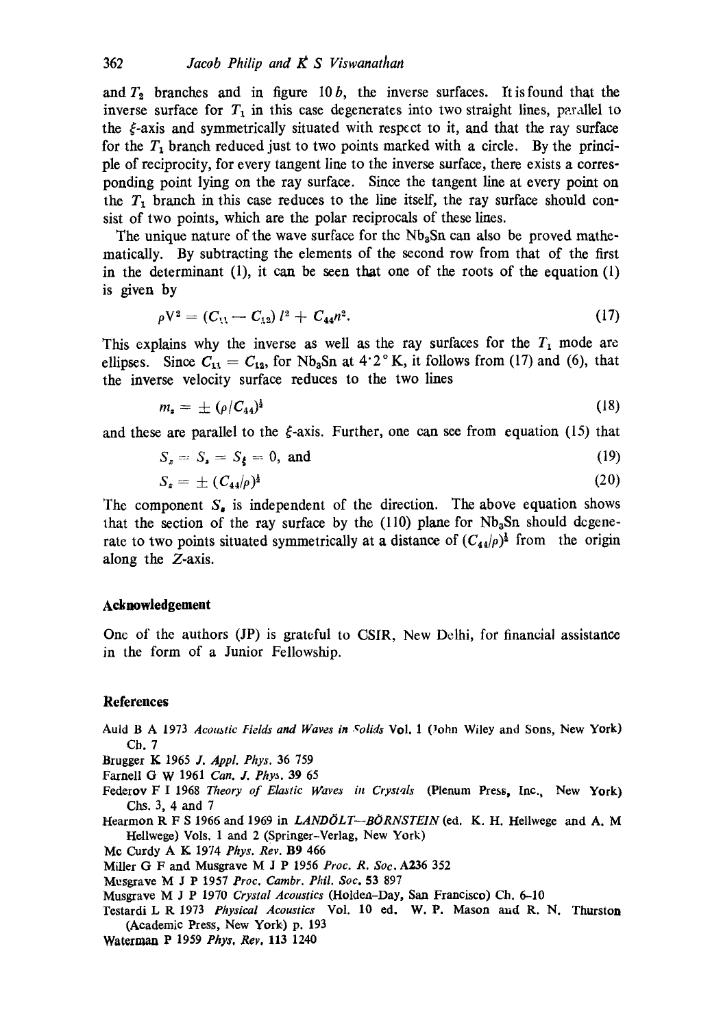and $T_2$ branches and in figure 10 *b*, the inverse surfaces. It is found that the inverse surface for $T_1$ in this case degenerates into two straight lines, parallel to the $\xi$-axis and symmetrically situated with respect to it, and that the ray surface for the $T_1$ branch reduced just to two points marked with a circle. By the principle of reciprocity, for every tangent line to the inverse surface, there exists a corresponding point lying on the ray surface. Since the tangent line at every point on the $T_1$ branch in this case reduces to the line itself, the ray surface should consist of two points, which are the polar reciprocals of these lines.

The unique nature of the wave surface for the $Nb_3Sn$ can also be proved mathematically. By subtracting the elements of the second row from that of the first in the determinant (1), it can be seen that one of the roots of the equation (1) is given by

$$\rho V^2 = (C_{11} - C_{12})\, l^2 + C_{44} n^2. \tag{17}$$

This explains why the inverse as well as the ray surfaces for the $T_1$ mode are ellipses. Since $C_{11} = C_{12}$, for $Nb_3Sn$ at 4·2° K, it follows from (17) and (6), that the inverse velocity surface reduces to the two lines

$$m_z = \pm (\rho / C_{44})^{\frac{1}{2}} \tag{18}$$

and these are parallel to the $\xi$-axis. Further, one can see from equation (15) that

$$S_x = S_y = S_\xi = 0, \text{ and} \tag{19}$$

$$S_z = \pm (C_{44}/\rho)^{\frac{1}{2}} \tag{20}$$

The component $S_z$ is independent of the direction. The above equation shows that the section of the ray surface by the (110) plane for $Nb_3Sn$ should degenerate to two points situated symmetrically at a distance of $(C_{44}/\rho)^{\frac{1}{2}}$ from the origin along the $Z$-axis.

## Acknowledgement

One of the authors (JP) is grateful to CSIR, New Delhi, for financial assistance in the form of a Junior Fellowship.

## References

Auld B A 1973 *Acoustic Fields and Waves in Solids* Vol. 1 (John Wiley and Sons, New York) Ch. 7

Brugger K 1965 *J. Appl. Phys.* 36 759

Farnell G W 1961 *Can. J. Phys.* 39 65

Federov F I 1968 *Theory of Elastic Waves in Crystals* (Plenum Press, Inc., New York) Chs. 3, 4 and 7

Hearmon R F S 1966 and 1969 in *LANDÖLT—BÖRNSTEIN* (ed. K. H. Hellwege and A. M Hellwege) Vols. 1 and 2 (Springer-Verlag, New York)

Mc Curdy A K 1974 *Phys. Rev.* B9 466

Miller G F and Musgrave M J P 1956 *Proc. R. Soc.* A236 352

Musgrave M J P 1957 *Proc. Cambr. Phil. Soc.* 53 897

Musgrave M J P 1970 *Crystal Acoustics* (Holden-Day, San Francisco) Ch. 6–10

Testardi L R 1973 *Physical Acoustics* Vol. 10 ed. W. P. Mason and R. N. Thurston (Academic Press, New York) p. 193

Waterman P 1959 *Phys. Rev.* 113 1240